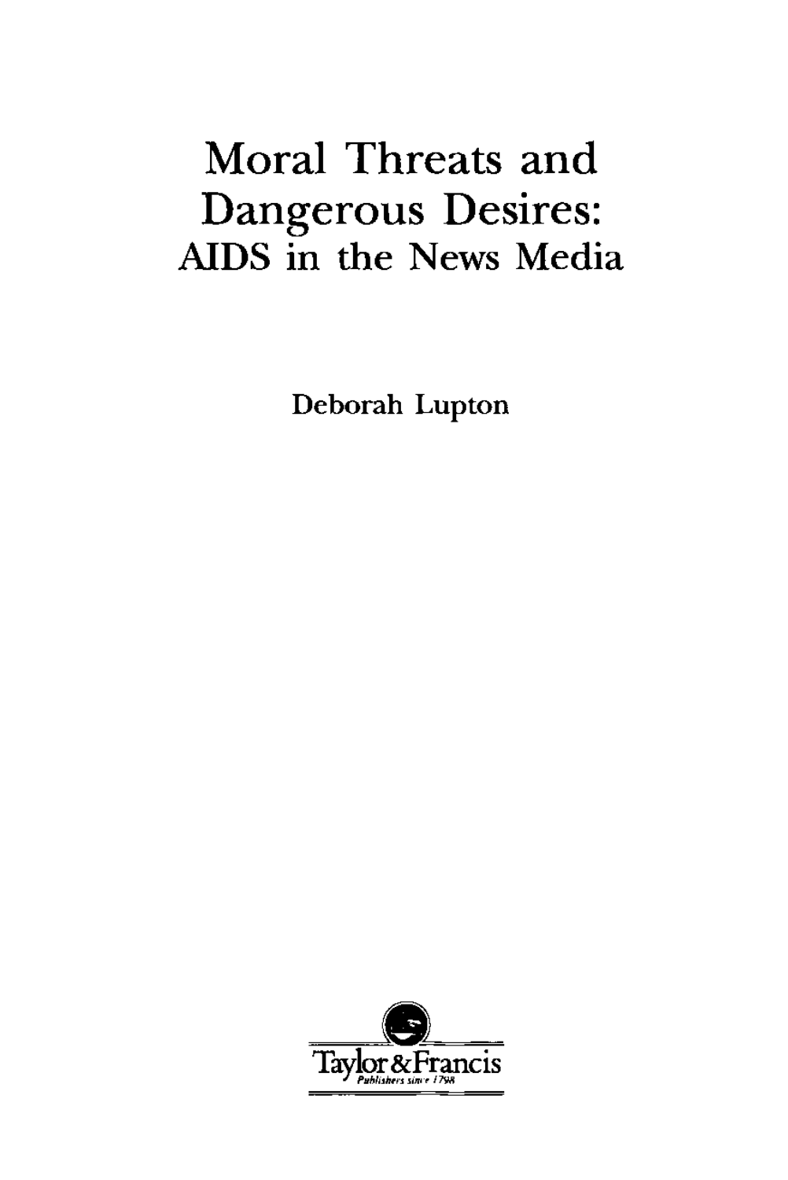# Moral Threats and Dangerous Desires:
## AIDS in the News Media

Deborah Lupton

Taylor & Francis
Publishers since 1798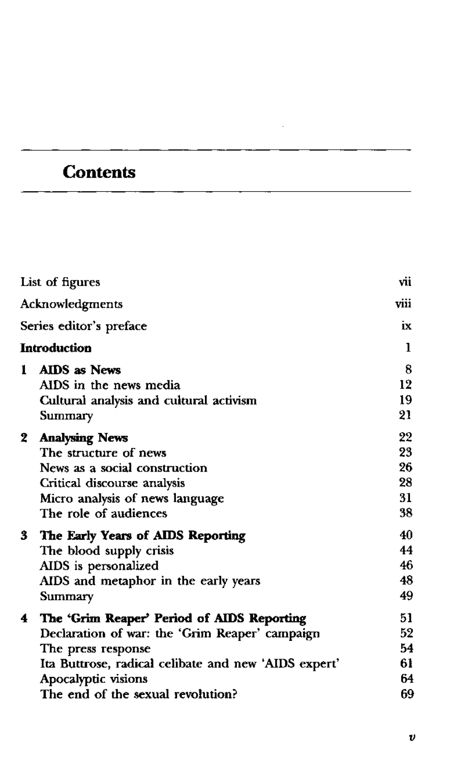# Contents

| | |
|---|---|
| List of figures | vii |
| Acknowledgments | viii |
| Series editor's preface | ix |
| **Introduction** | 1 |
| **1 AIDS as News** | 8 |
| AIDS in the news media | 12 |
| Cultural analysis and cultural activism | 19 |
| Summary | 21 |
| **2 Analysing News** | 22 |
| The structure of news | 23 |
| News as a social construction | 26 |
| Critical discourse analysis | 28 |
| Micro analysis of news language | 31 |
| The role of audiences | 38 |
| **3 The Early Years of AIDS Reporting** | 40 |
| The blood supply crisis | 44 |
| AIDS is personalized | 46 |
| AIDS and metaphor in the early years | 48 |
| Summary | 49 |
| **4 The 'Grim Reaper' Period of AIDS Reporting** | 51 |
| Declaration of war: the 'Grim Reaper' campaign | 52 |
| The press response | 54 |
| Ita Buttrose, radical celibate and new 'AIDS expert' | 61 |
| Apocalyptic visions | 64 |
| The end of the sexual revolution? | 69 |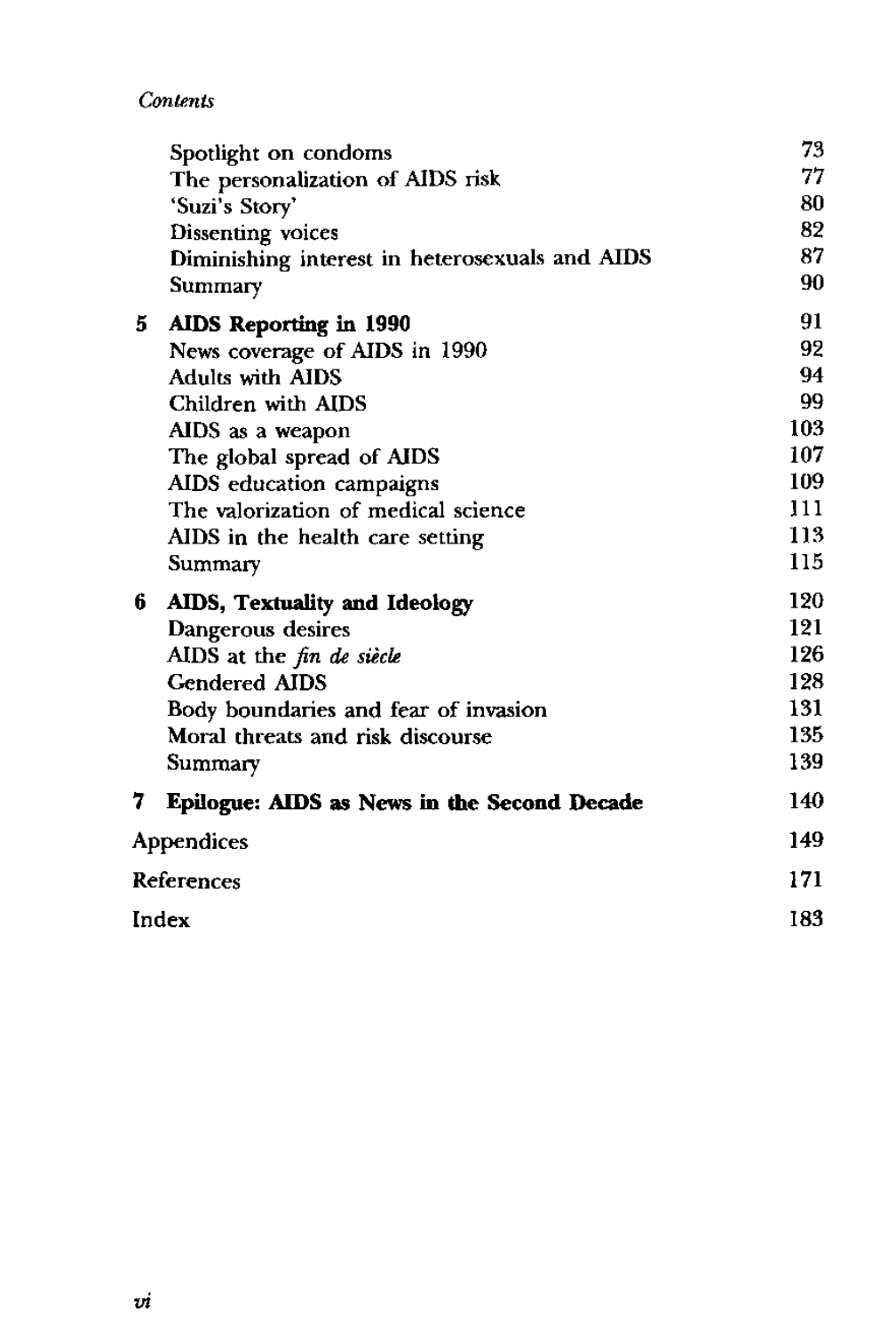| | |
|---|---|
| Spotlight on condoms | 73 |
| The personalization of AIDS risk | 77 |
| 'Suzi's Story' | 80 |
| Dissenting voices | 82 |
| Diminishing interest in heterosexuals and AIDS | 87 |
| Summary | 90 |
| **5 AIDS Reporting in 1990** | 91 |
| News coverage of AIDS in 1990 | 92 |
| Adults with AIDS | 94 |
| Children with AIDS | 99 |
| AIDS as a weapon | 103 |
| The global spread of AIDS | 107 |
| AIDS education campaigns | 109 |
| The valorization of medical science | 111 |
| AIDS in the health care setting | 113 |
| Summary | 115 |
| **6 AIDS, Textuality and Ideology** | 120 |
| Dangerous desires | 121 |
| AIDS at the *fin de siècle* | 126 |
| Gendered AIDS | 128 |
| Body boundaries and fear of invasion | 131 |
| Moral threats and risk discourse | 135 |
| Summary | 139 |
| **7 Epilogue: AIDS as News in the Second Decade** | 140 |
| Appendices | 149 |
| References | 171 |
| Index | 183 |